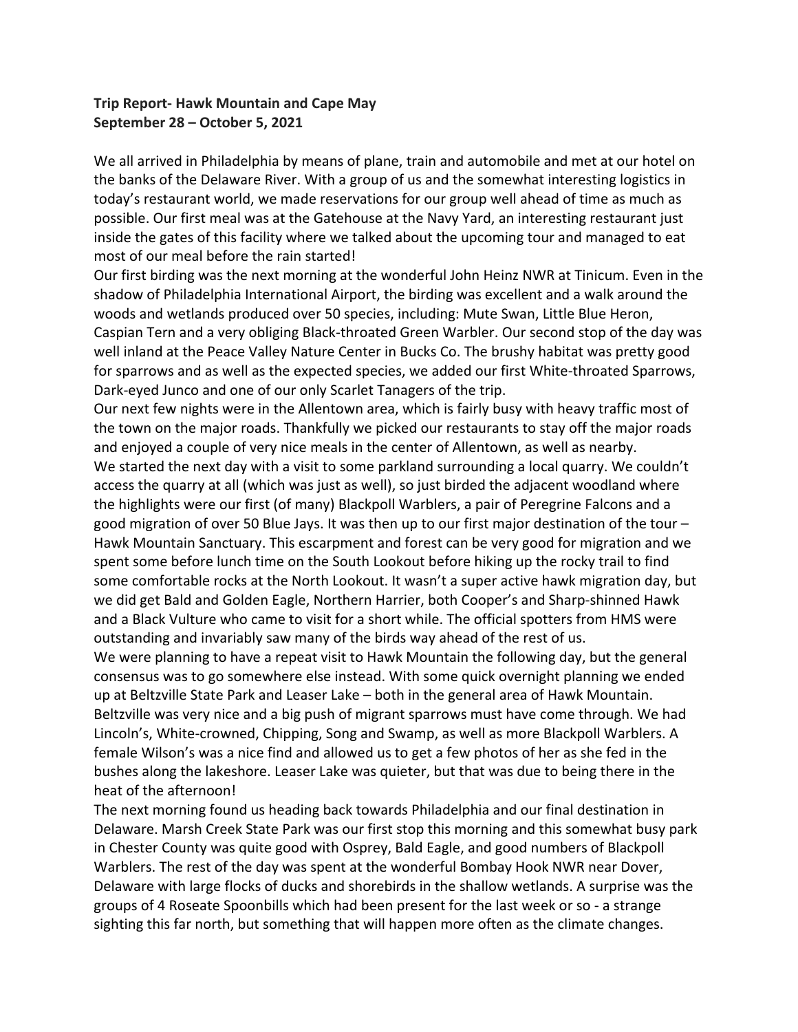**Trip Report- Hawk Mountain and Cape May**
**September 28 – October 5, 2021**

We all arrived in Philadelphia by means of plane, train and automobile and met at our hotel on the banks of the Delaware River. With a group of us and the somewhat interesting logistics in today's restaurant world, we made reservations for our group well ahead of time as much as possible. Our first meal was at the Gatehouse at the Navy Yard, an interesting restaurant just inside the gates of this facility where we talked about the upcoming tour and managed to eat most of our meal before the rain started!

Our first birding was the next morning at the wonderful John Heinz NWR at Tinicum. Even in the shadow of Philadelphia International Airport, the birding was excellent and a walk around the woods and wetlands produced over 50 species, including: Mute Swan, Little Blue Heron, Caspian Tern and a very obliging Black-throated Green Warbler. Our second stop of the day was well inland at the Peace Valley Nature Center in Bucks Co. The brushy habitat was pretty good for sparrows and as well as the expected species, we added our first White-throated Sparrows, Dark-eyed Junco and one of our only Scarlet Tanagers of the trip.

Our next few nights were in the Allentown area, which is fairly busy with heavy traffic most of the town on the major roads. Thankfully we picked our restaurants to stay off the major roads and enjoyed a couple of very nice meals in the center of Allentown, as well as nearby.

We started the next day with a visit to some parkland surrounding a local quarry. We couldn't access the quarry at all (which was just as well), so just birded the adjacent woodland where the highlights were our first (of many) Blackpoll Warblers, a pair of Peregrine Falcons and a good migration of over 50 Blue Jays. It was then up to our first major destination of the tour – Hawk Mountain Sanctuary. This escarpment and forest can be very good for migration and we spent some before lunch time on the South Lookout before hiking up the rocky trail to find some comfortable rocks at the North Lookout. It wasn't a super active hawk migration day, but we did get Bald and Golden Eagle, Northern Harrier, both Cooper's and Sharp-shinned Hawk and a Black Vulture who came to visit for a short while. The official spotters from HMS were outstanding and invariably saw many of the birds way ahead of the rest of us.

We were planning to have a repeat visit to Hawk Mountain the following day, but the general consensus was to go somewhere else instead. With some quick overnight planning we ended up at Beltzville State Park and Leaser Lake – both in the general area of Hawk Mountain. Beltzville was very nice and a big push of migrant sparrows must have come through. We had Lincoln's, White-crowned, Chipping, Song and Swamp, as well as more Blackpoll Warblers. A female Wilson's was a nice find and allowed us to get a few photos of her as she fed in the bushes along the lakeshore. Leaser Lake was quieter, but that was due to being there in the heat of the afternoon!

The next morning found us heading back towards Philadelphia and our final destination in Delaware. Marsh Creek State Park was our first stop this morning and this somewhat busy park in Chester County was quite good with Osprey, Bald Eagle, and good numbers of Blackpoll Warblers. The rest of the day was spent at the wonderful Bombay Hook NWR near Dover, Delaware with large flocks of ducks and shorebirds in the shallow wetlands. A surprise was the groups of 4 Roseate Spoonbills which had been present for the last week or so - a strange sighting this far north, but something that will happen more often as the climate changes.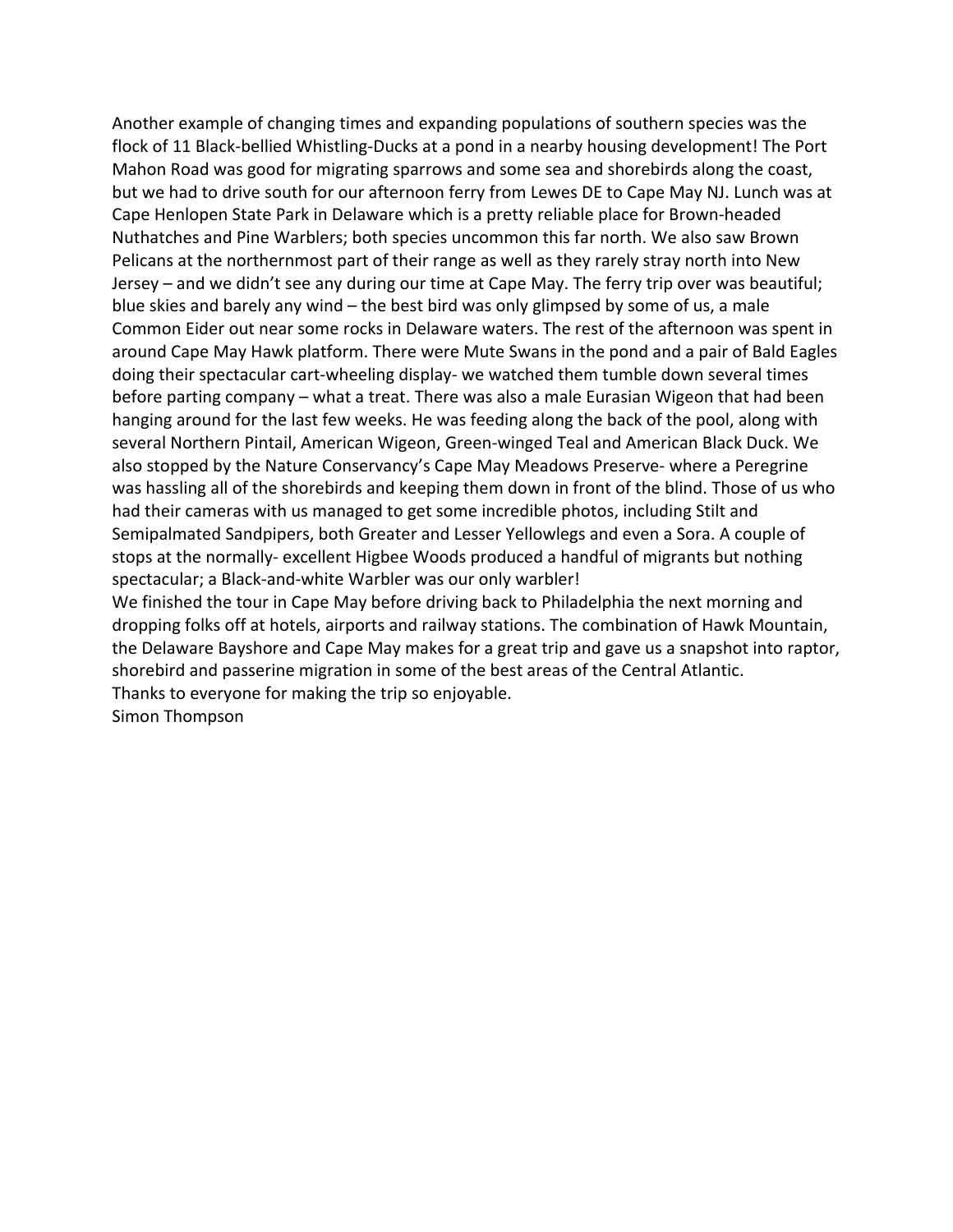Another example of changing times and expanding populations of southern species was the flock of 11 Black-bellied Whistling-Ducks at a pond in a nearby housing development! The Port Mahon Road was good for migrating sparrows and some sea and shorebirds along the coast, but we had to drive south for our afternoon ferry from Lewes DE to Cape May NJ. Lunch was at Cape Henlopen State Park in Delaware which is a pretty reliable place for Brown-headed Nuthatches and Pine Warblers; both species uncommon this far north. We also saw Brown Pelicans at the northernmost part of their range as well as they rarely stray north into New Jersey – and we didn't see any during our time at Cape May. The ferry trip over was beautiful; blue skies and barely any wind – the best bird was only glimpsed by some of us, a male Common Eider out near some rocks in Delaware waters. The rest of the afternoon was spent in around Cape May Hawk platform. There were Mute Swans in the pond and a pair of Bald Eagles doing their spectacular cart-wheeling display- we watched them tumble down several times before parting company – what a treat. There was also a male Eurasian Wigeon that had been hanging around for the last few weeks. He was feeding along the back of the pool, along with several Northern Pintail, American Wigeon, Green-winged Teal and American Black Duck. We also stopped by the Nature Conservancy's Cape May Meadows Preserve- where a Peregrine was hassling all of the shorebirds and keeping them down in front of the blind. Those of us who had their cameras with us managed to get some incredible photos, including Stilt and Semipalmated Sandpipers, both Greater and Lesser Yellowlegs and even a Sora. A couple of stops at the normally- excellent Higbee Woods produced a handful of migrants but nothing spectacular; a Black-and-white Warbler was our only warbler!

We finished the tour in Cape May before driving back to Philadelphia the next morning and dropping folks off at hotels, airports and railway stations. The combination of Hawk Mountain, the Delaware Bayshore and Cape May makes for a great trip and gave us a snapshot into raptor, shorebird and passerine migration in some of the best areas of the Central Atlantic.

Thanks to everyone for making the trip so enjoyable.

Simon Thompson